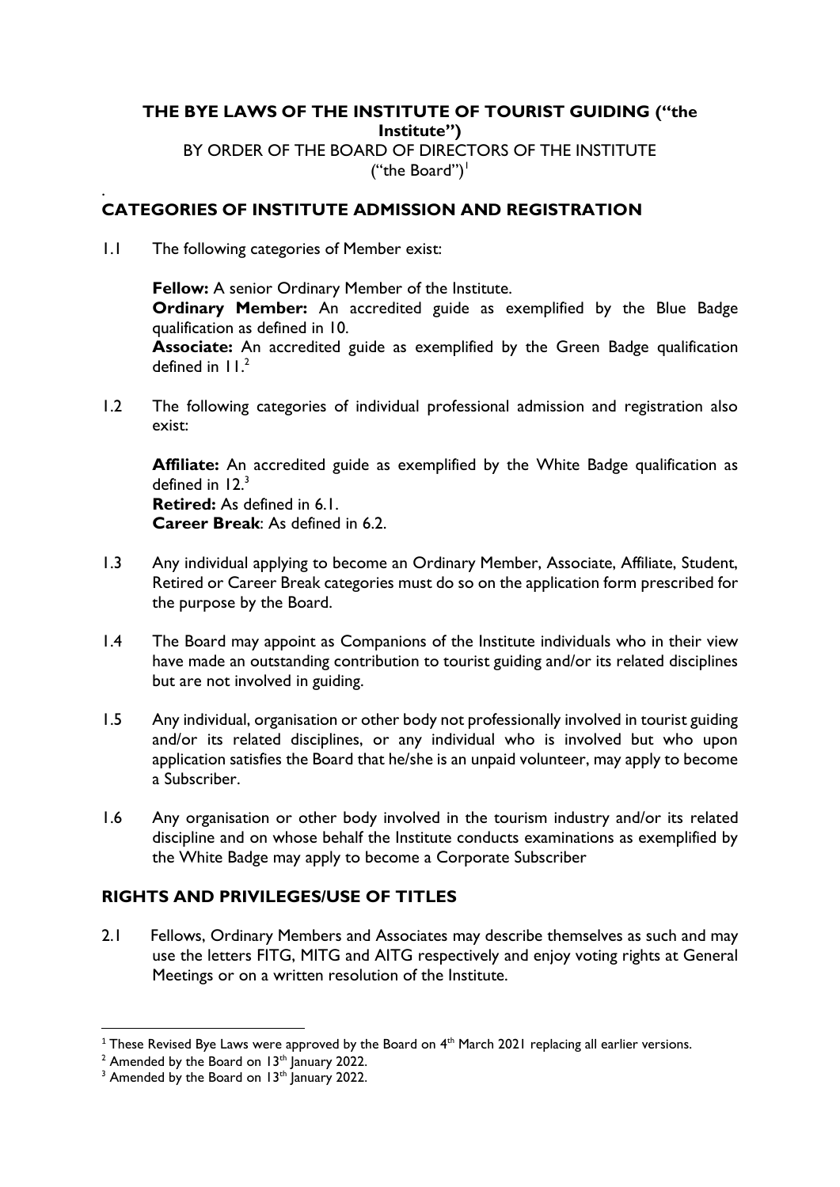# THE BYE LAWS OF THE INSTITUTE OF TOURIST GUIDING ("the Institute")

BY ORDER OF THE BOARD OF DIRECTORS OF THE INSTITUTE ("the Board")[1]

.

## CATEGORIES OF INSTITUTE ADMISSION AND REGISTRATION

1.1 The following categories of Member exist:

**Fellow:** A senior Ordinary Member of the Institute.
**Ordinary Member:** An accredited guide as exemplified by the Blue Badge qualification as defined in 10.
**Associate:** An accredited guide as exemplified by the Green Badge qualification defined in 11.[2]

1.2 The following categories of individual professional admission and registration also exist:

**Affiliate:** An accredited guide as exemplified by the White Badge qualification as defined in 12.[3]
**Retired:** As defined in 6.1.
**Career Break**: As defined in 6.2.

1.3 Any individual applying to become an Ordinary Member, Associate, Affiliate, Student, Retired or Career Break categories must do so on the application form prescribed for the purpose by the Board.

1.4 The Board may appoint as Companions of the Institute individuals who in their view have made an outstanding contribution to tourist guiding and/or its related disciplines but are not involved in guiding.

1.5 Any individual, organisation or other body not professionally involved in tourist guiding and/or its related disciplines, or any individual who is involved but who upon application satisfies the Board that he/she is an unpaid volunteer, may apply to become a Subscriber.

1.6 Any organisation or other body involved in the tourism industry and/or its related discipline and on whose behalf the Institute conducts examinations as exemplified by the White Badge may apply to become a Corporate Subscriber

## RIGHTS AND PRIVILEGES/USE OF TITLES

2.1 Fellows, Ordinary Members and Associates may describe themselves as such and may use the letters FITG, MITG and AITG respectively and enjoy voting rights at General Meetings or on a written resolution of the Institute.

---

[1] These Revised Bye Laws were approved by the Board on 4th March 2021 replacing all earlier versions.
[2] Amended by the Board on 13th January 2022.
[3] Amended by the Board on 13th January 2022.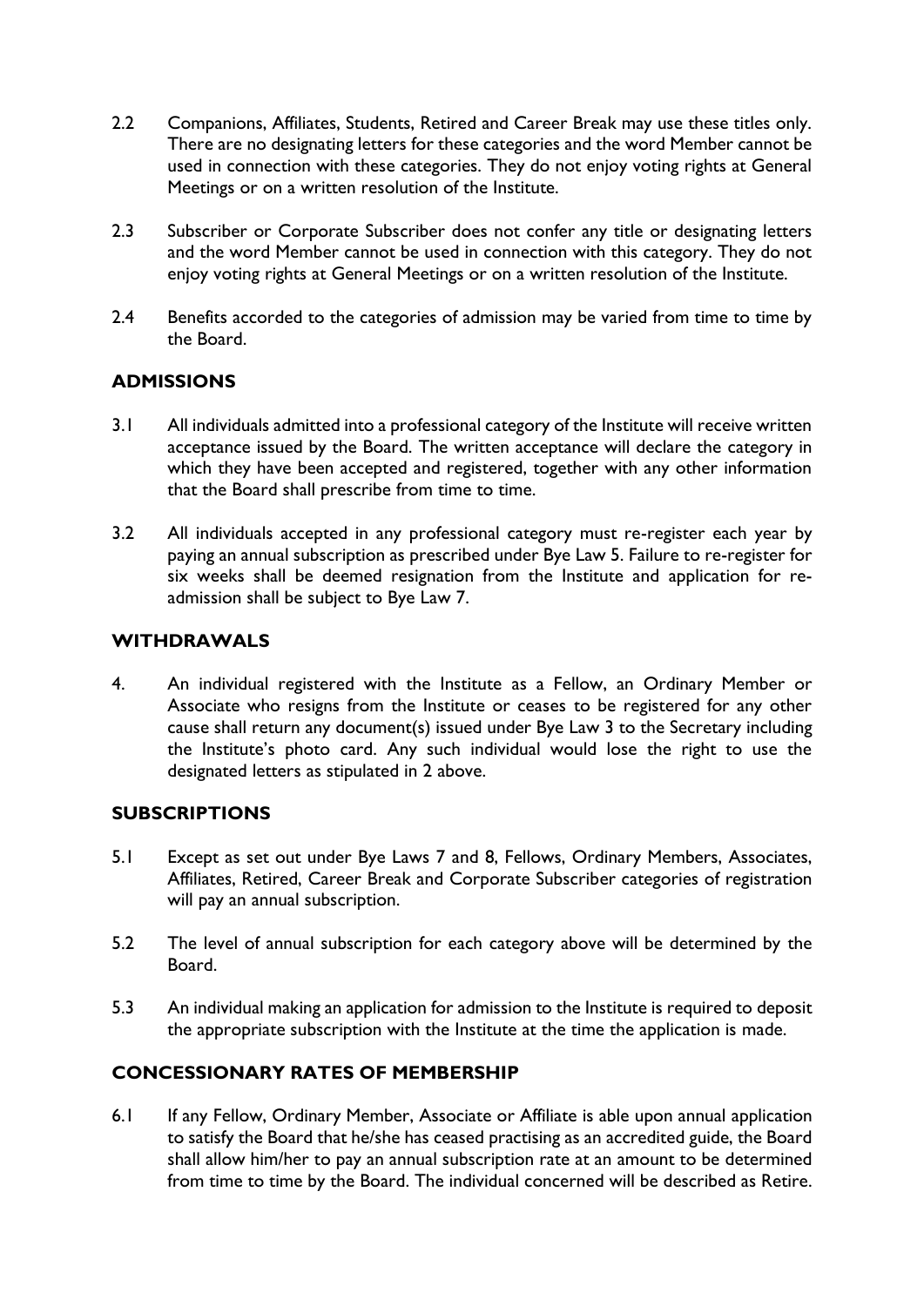2.2 Companions, Affiliates, Students, Retired and Career Break may use these titles only. There are no designating letters for these categories and the word Member cannot be used in connection with these categories. They do not enjoy voting rights at General Meetings or on a written resolution of the Institute.

2.3 Subscriber or Corporate Subscriber does not confer any title or designating letters and the word Member cannot be used in connection with this category. They do not enjoy voting rights at General Meetings or on a written resolution of the Institute.

2.4 Benefits accorded to the categories of admission may be varied from time to time by the Board.

## ADMISSIONS

3.1 All individuals admitted into a professional category of the Institute will receive written acceptance issued by the Board. The written acceptance will declare the category in which they have been accepted and registered, together with any other information that the Board shall prescribe from time to time.

3.2 All individuals accepted in any professional category must re-register each year by paying an annual subscription as prescribed under Bye Law 5. Failure to re-register for six weeks shall be deemed resignation from the Institute and application for re-admission shall be subject to Bye Law 7.

## WITHDRAWALS

4. An individual registered with the Institute as a Fellow, an Ordinary Member or Associate who resigns from the Institute or ceases to be registered for any other cause shall return any document(s) issued under Bye Law 3 to the Secretary including the Institute's photo card. Any such individual would lose the right to use the designated letters as stipulated in 2 above.

## SUBSCRIPTIONS

5.1 Except as set out under Bye Laws 7 and 8, Fellows, Ordinary Members, Associates, Affiliates, Retired, Career Break and Corporate Subscriber categories of registration will pay an annual subscription.

5.2 The level of annual subscription for each category above will be determined by the Board.

5.3 An individual making an application for admission to the Institute is required to deposit the appropriate subscription with the Institute at the time the application is made.

## CONCESSIONARY RATES OF MEMBERSHIP

6.1 If any Fellow, Ordinary Member, Associate or Affiliate is able upon annual application to satisfy the Board that he/she has ceased practising as an accredited guide, the Board shall allow him/her to pay an annual subscription rate at an amount to be determined from time to time by the Board. The individual concerned will be described as Retire.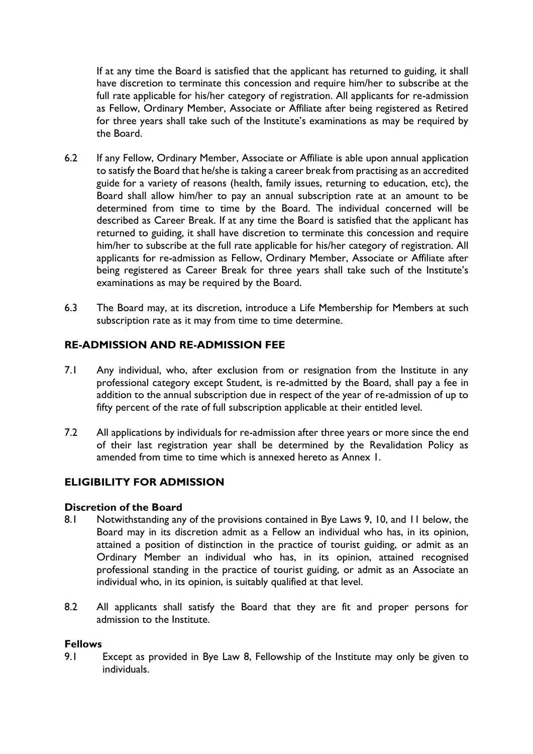If at any time the Board is satisfied that the applicant has returned to guiding, it shall have discretion to terminate this concession and require him/her to subscribe at the full rate applicable for his/her category of registration. All applicants for re-admission as Fellow, Ordinary Member, Associate or Affiliate after being registered as Retired for three years shall take such of the Institute's examinations as may be required by the Board.

6.2 If any Fellow, Ordinary Member, Associate or Affiliate is able upon annual application to satisfy the Board that he/she is taking a career break from practising as an accredited guide for a variety of reasons (health, family issues, returning to education, etc), the Board shall allow him/her to pay an annual subscription rate at an amount to be determined from time to time by the Board. The individual concerned will be described as Career Break. If at any time the Board is satisfied that the applicant has returned to guiding, it shall have discretion to terminate this concession and require him/her to subscribe at the full rate applicable for his/her category of registration. All applicants for re-admission as Fellow, Ordinary Member, Associate or Affiliate after being registered as Career Break for three years shall take such of the Institute's examinations as may be required by the Board.

6.3 The Board may, at its discretion, introduce a Life Membership for Members at such subscription rate as it may from time to time determine.

## RE-ADMISSION AND RE-ADMISSION FEE

7.1 Any individual, who, after exclusion from or resignation from the Institute in any professional category except Student, is re-admitted by the Board, shall pay a fee in addition to the annual subscription due in respect of the year of re-admission of up to fifty percent of the rate of full subscription applicable at their entitled level.

7.2 All applications by individuals for re-admission after three years or more since the end of their last registration year shall be determined by the Revalidation Policy as amended from time to time which is annexed hereto as Annex 1.

## ELIGIBILITY FOR ADMISSION

### Discretion of the Board

8.1 Notwithstanding any of the provisions contained in Bye Laws 9, 10, and 11 below, the Board may in its discretion admit as a Fellow an individual who has, in its opinion, attained a position of distinction in the practice of tourist guiding, or admit as an Ordinary Member an individual who has, in its opinion, attained recognised professional standing in the practice of tourist guiding, or admit as an Associate an individual who, in its opinion, is suitably qualified at that level.

8.2 All applicants shall satisfy the Board that they are fit and proper persons for admission to the Institute.

### Fellows

9.1 Except as provided in Bye Law 8, Fellowship of the Institute may only be given to individuals.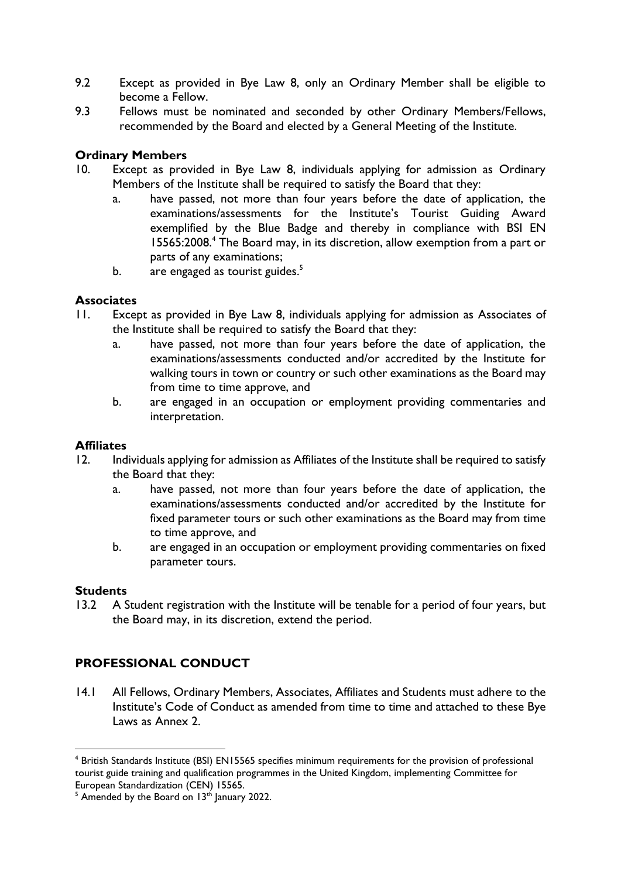9.2 Except as provided in Bye Law 8, only an Ordinary Member shall be eligible to become a Fellow.

9.3 Fellows must be nominated and seconded by other Ordinary Members/Fellows, recommended by the Board and elected by a General Meeting of the Institute.

**Ordinary Members**

10. Except as provided in Bye Law 8, individuals applying for admission as Ordinary Members of the Institute shall be required to satisfy the Board that they:

   a. have passed, not more than four years before the date of application, the examinations/assessments for the Institute's Tourist Guiding Award exemplified by the Blue Badge and thereby in compliance with BSI EN 15565:2008.[4] The Board may, in its discretion, allow exemption from a part or parts of any examinations;

   b. are engaged as tourist guides.[5]

**Associates**

11. Except as provided in Bye Law 8, individuals applying for admission as Associates of the Institute shall be required to satisfy the Board that they:

   a. have passed, not more than four years before the date of application, the examinations/assessments conducted and/or accredited by the Institute for walking tours in town or country or such other examinations as the Board may from time to time approve, and

   b. are engaged in an occupation or employment providing commentaries and interpretation.

**Affiliates**

12. Individuals applying for admission as Affiliates of the Institute shall be required to satisfy the Board that they:

   a. have passed, not more than four years before the date of application, the examinations/assessments conducted and/or accredited by the Institute for fixed parameter tours or such other examinations as the Board may from time to time approve, and

   b. are engaged in an occupation or employment providing commentaries on fixed parameter tours.

**Students**

13.2 A Student registration with the Institute will be tenable for a period of four years, but the Board may, in its discretion, extend the period.

## PROFESSIONAL CONDUCT

14.1 All Fellows, Ordinary Members, Associates, Affiliates and Students must adhere to the Institute's Code of Conduct as amended from time to time and attached to these Bye Laws as Annex 2.

---

[4] British Standards Institute (BSI) EN15565 specifies minimum requirements for the provision of professional tourist guide training and qualification programmes in the United Kingdom, implementing Committee for European Standardization (CEN) 15565.

[5] Amended by the Board on 13th January 2022.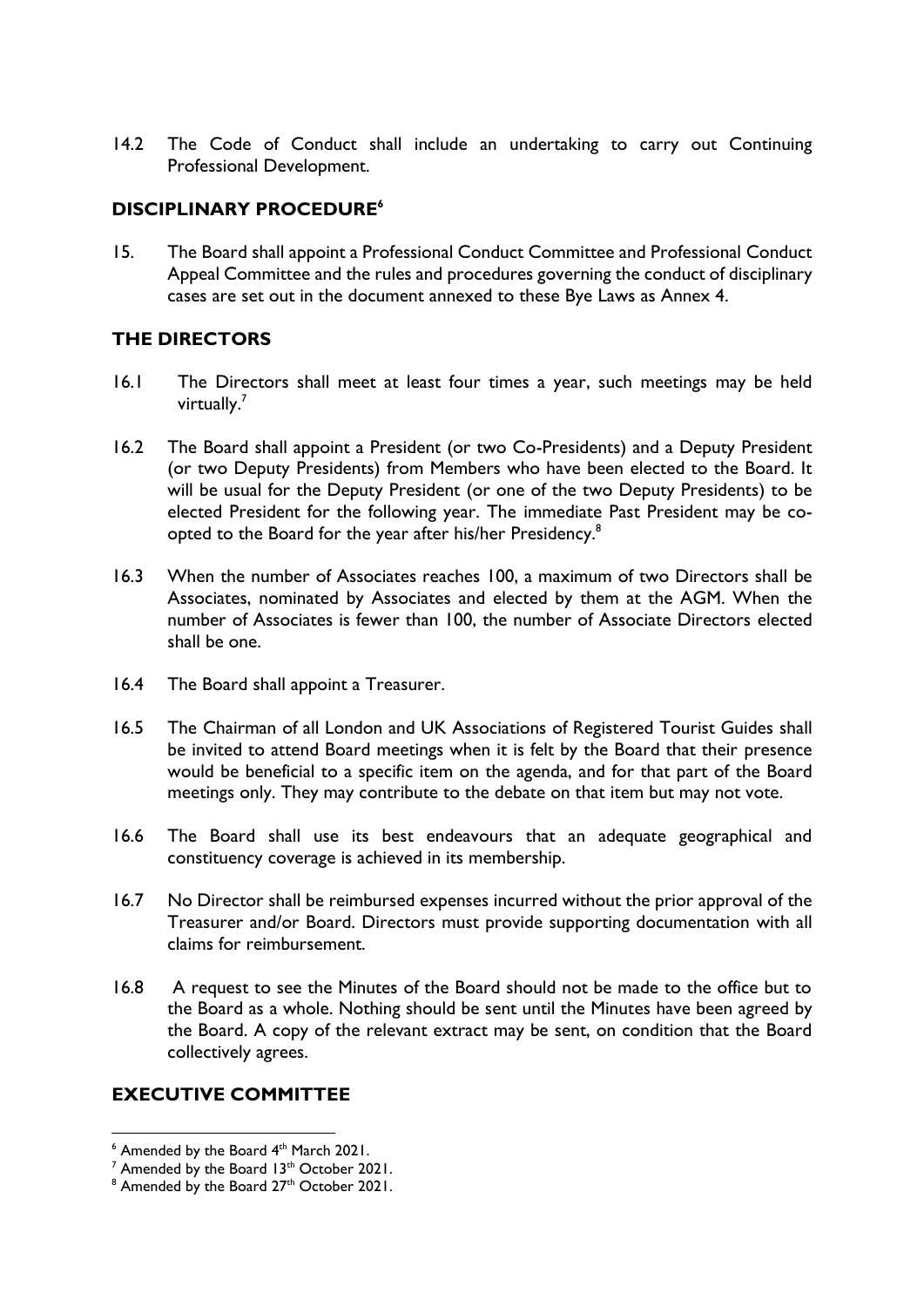14.2 The Code of Conduct shall include an undertaking to carry out Continuing Professional Development.

## DISCIPLINARY PROCEDURE[6]

15. The Board shall appoint a Professional Conduct Committee and Professional Conduct Appeal Committee and the rules and procedures governing the conduct of disciplinary cases are set out in the document annexed to these Bye Laws as Annex 4.

## THE DIRECTORS

16.1 The Directors shall meet at least four times a year, such meetings may be held virtually.[7]

16.2 The Board shall appoint a President (or two Co-Presidents) and a Deputy President (or two Deputy Presidents) from Members who have been elected to the Board. It will be usual for the Deputy President (or one of the two Deputy Presidents) to be elected President for the following year. The immediate Past President may be co-opted to the Board for the year after his/her Presidency.[8]

16.3 When the number of Associates reaches 100, a maximum of two Directors shall be Associates, nominated by Associates and elected by them at the AGM. When the number of Associates is fewer than 100, the number of Associate Directors elected shall be one.

16.4 The Board shall appoint a Treasurer.

16.5 The Chairman of all London and UK Associations of Registered Tourist Guides shall be invited to attend Board meetings when it is felt by the Board that their presence would be beneficial to a specific item on the agenda, and for that part of the Board meetings only. They may contribute to the debate on that item but may not vote.

16.6 The Board shall use its best endeavours that an adequate geographical and constituency coverage is achieved in its membership.

16.7 No Director shall be reimbursed expenses incurred without the prior approval of the Treasurer and/or Board. Directors must provide supporting documentation with all claims for reimbursement.

16.8 A request to see the Minutes of the Board should not be made to the office but to the Board as a whole. Nothing should be sent until the Minutes have been agreed by the Board. A copy of the relevant extract may be sent, on condition that the Board collectively agrees.

## EXECUTIVE COMMITTEE

---

[6] Amended by the Board 4th March 2021.

[7] Amended by the Board 13th October 2021.

[8] Amended by the Board 27th October 2021.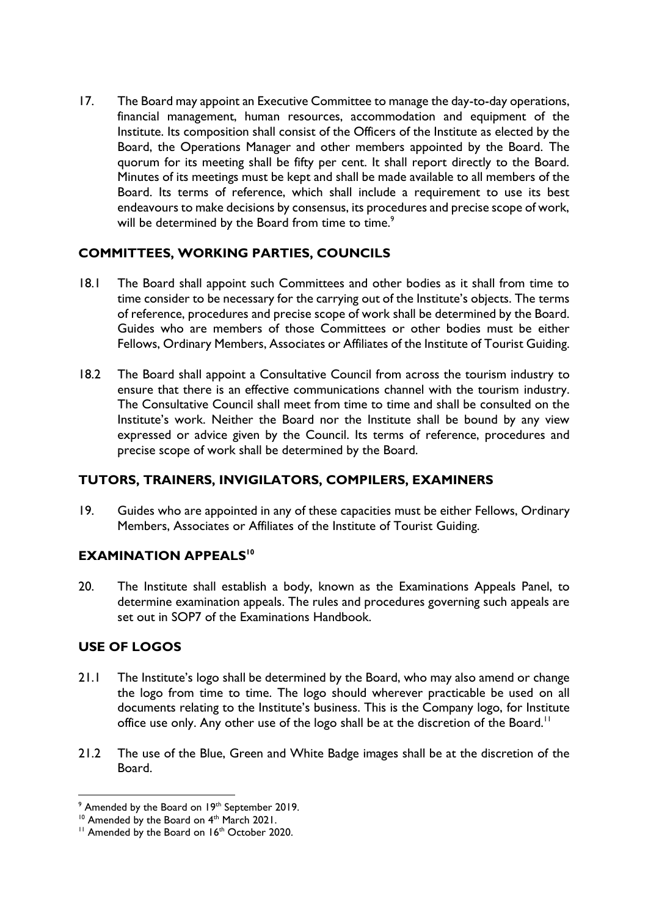17. The Board may appoint an Executive Committee to manage the day-to-day operations, financial management, human resources, accommodation and equipment of the Institute. Its composition shall consist of the Officers of the Institute as elected by the Board, the Operations Manager and other members appointed by the Board. The quorum for its meeting shall be fifty per cent. It shall report directly to the Board. Minutes of its meetings must be kept and shall be made available to all members of the Board. Its terms of reference, which shall include a requirement to use its best endeavours to make decisions by consensus, its procedures and precise scope of work, will be determined by the Board from time to time.[9]

## COMMITTEES, WORKING PARTIES, COUNCILS

18.1 The Board shall appoint such Committees and other bodies as it shall from time to time consider to be necessary for the carrying out of the Institute's objects. The terms of reference, procedures and precise scope of work shall be determined by the Board. Guides who are members of those Committees or other bodies must be either Fellows, Ordinary Members, Associates or Affiliates of the Institute of Tourist Guiding.

18.2 The Board shall appoint a Consultative Council from across the tourism industry to ensure that there is an effective communications channel with the tourism industry. The Consultative Council shall meet from time to time and shall be consulted on the Institute's work. Neither the Board nor the Institute shall be bound by any view expressed or advice given by the Council. Its terms of reference, procedures and precise scope of work shall be determined by the Board.

## TUTORS, TRAINERS, INVIGILATORS, COMPILERS, EXAMINERS

19. Guides who are appointed in any of these capacities must be either Fellows, Ordinary Members, Associates or Affiliates of the Institute of Tourist Guiding.

## EXAMINATION APPEALS[10]

20. The Institute shall establish a body, known as the Examinations Appeals Panel, to determine examination appeals. The rules and procedures governing such appeals are set out in SOP7 of the Examinations Handbook.

## USE OF LOGOS

21.1 The Institute's logo shall be determined by the Board, who may also amend or change the logo from time to time. The logo should wherever practicable be used on all documents relating to the Institute's business. This is the Company logo, for Institute office use only. Any other use of the logo shall be at the discretion of the Board.[11]

21.2 The use of the Blue, Green and White Badge images shall be at the discretion of the Board.

---

[9] Amended by the Board on 19th September 2019.

[10] Amended by the Board on 4th March 2021.

[11] Amended by the Board on 16th October 2020.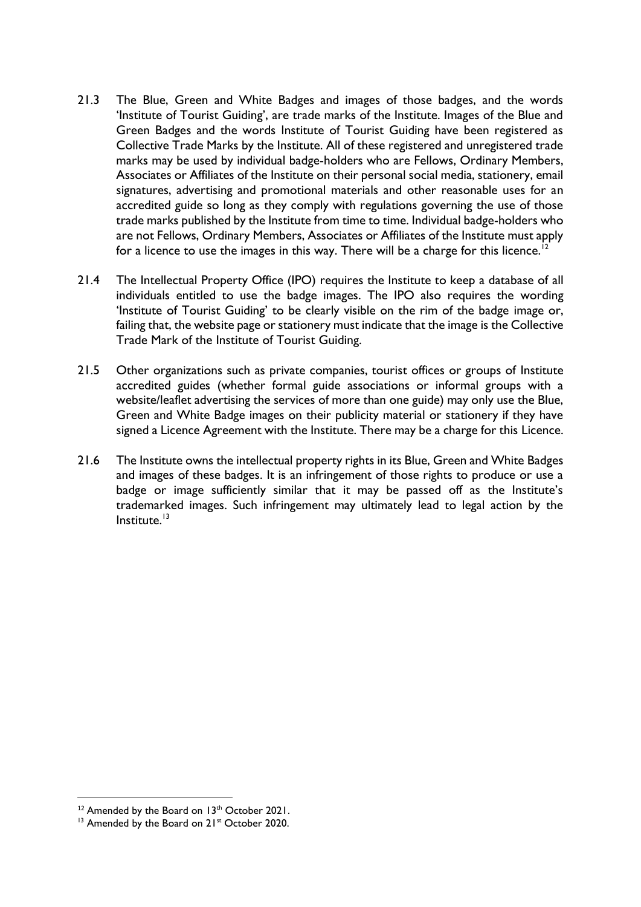21.3 The Blue, Green and White Badges and images of those badges, and the words 'Institute of Tourist Guiding', are trade marks of the Institute. Images of the Blue and Green Badges and the words Institute of Tourist Guiding have been registered as Collective Trade Marks by the Institute. All of these registered and unregistered trade marks may be used by individual badge-holders who are Fellows, Ordinary Members, Associates or Affiliates of the Institute on their personal social media, stationery, email signatures, advertising and promotional materials and other reasonable uses for an accredited guide so long as they comply with regulations governing the use of those trade marks published by the Institute from time to time. Individual badge-holders who are not Fellows, Ordinary Members, Associates or Affiliates of the Institute must apply for a licence to use the images in this way. There will be a charge for this licence.[12]

21.4 The Intellectual Property Office (IPO) requires the Institute to keep a database of all individuals entitled to use the badge images. The IPO also requires the wording 'Institute of Tourist Guiding' to be clearly visible on the rim of the badge image or, failing that, the website page or stationery must indicate that the image is the Collective Trade Mark of the Institute of Tourist Guiding.

21.5 Other organizations such as private companies, tourist offices or groups of Institute accredited guides (whether formal guide associations or informal groups with a website/leaflet advertising the services of more than one guide) may only use the Blue, Green and White Badge images on their publicity material or stationery if they have signed a Licence Agreement with the Institute. There may be a charge for this Licence.

21.6 The Institute owns the intellectual property rights in its Blue, Green and White Badges and images of these badges. It is an infringement of those rights to produce or use a badge or image sufficiently similar that it may be passed off as the Institute's trademarked images. Such infringement may ultimately lead to legal action by the Institute.[13]

---

[12] Amended by the Board on 13th October 2021.

[13] Amended by the Board on 21st October 2020.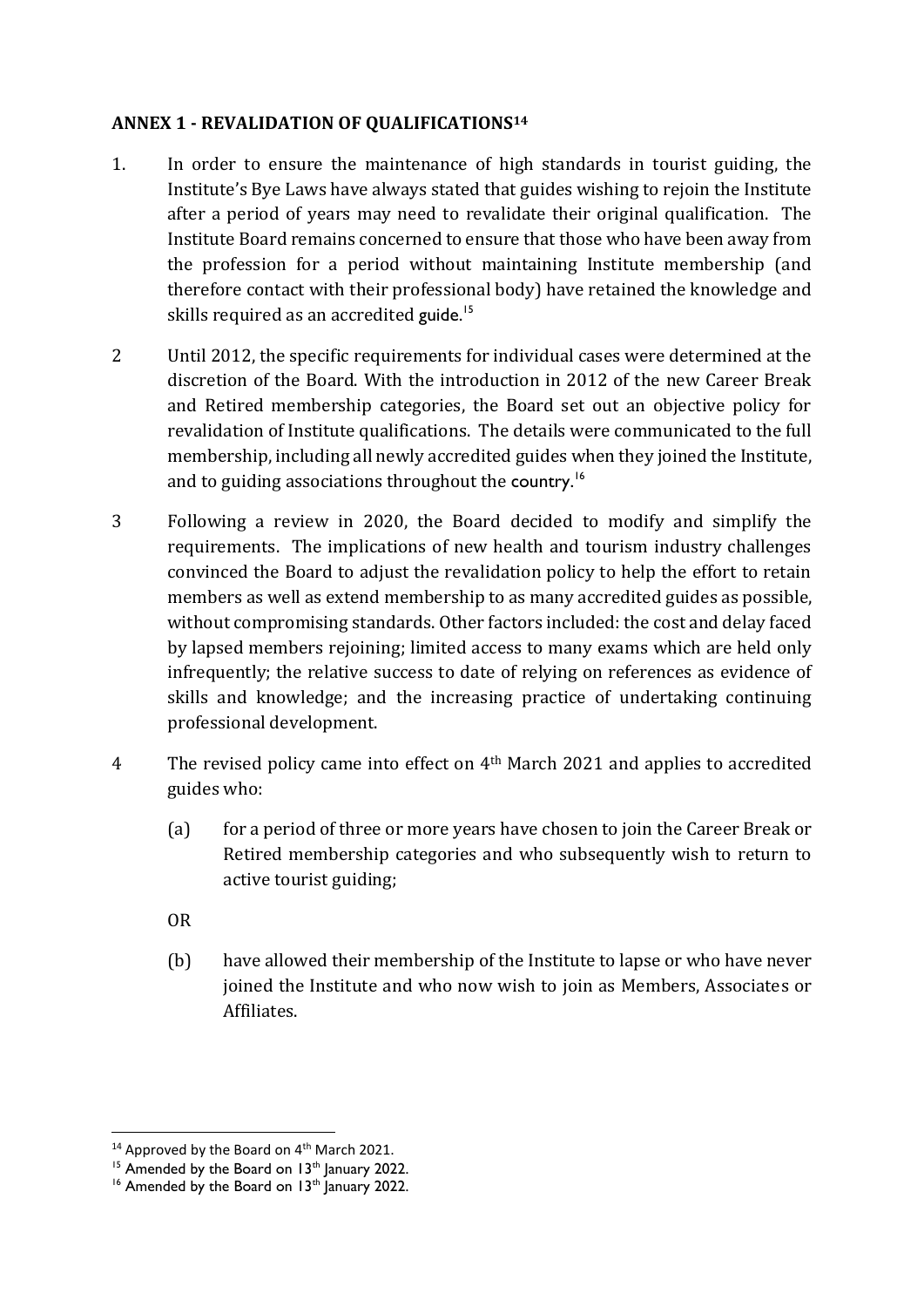## ANNEX 1 - REVALIDATION OF QUALIFICATIONS[14]

1. In order to ensure the maintenance of high standards in tourist guiding, the Institute's Bye Laws have always stated that guides wishing to rejoin the Institute after a period of years may need to revalidate their original qualification. The Institute Board remains concerned to ensure that those who have been away from the profession for a period without maintaining Institute membership (and therefore contact with their professional body) have retained the knowledge and skills required as an accredited guide.[15]

2. Until 2012, the specific requirements for individual cases were determined at the discretion of the Board. With the introduction in 2012 of the new Career Break and Retired membership categories, the Board set out an objective policy for revalidation of Institute qualifications. The details were communicated to the full membership, including all newly accredited guides when they joined the Institute, and to guiding associations throughout the country.[16]

3. Following a review in 2020, the Board decided to modify and simplify the requirements. The implications of new health and tourism industry challenges convinced the Board to adjust the revalidation policy to help the effort to retain members as well as extend membership to as many accredited guides as possible, without compromising standards. Other factors included: the cost and delay faced by lapsed members rejoining; limited access to many exams which are held only infrequently; the relative success to date of relying on references as evidence of skills and knowledge; and the increasing practice of undertaking continuing professional development.

4. The revised policy came into effect on 4th March 2021 and applies to accredited guides who:

   (a) for a period of three or more years have chosen to join the Career Break or Retired membership categories and who subsequently wish to return to active tourist guiding;

   OR

   (b) have allowed their membership of the Institute to lapse or who have never joined the Institute and who now wish to join as Members, Associates or Affiliates.

---

[14] Approved by the Board on 4th March 2021.

[15] Amended by the Board on 13th January 2022.

[16] Amended by the Board on 13th January 2022.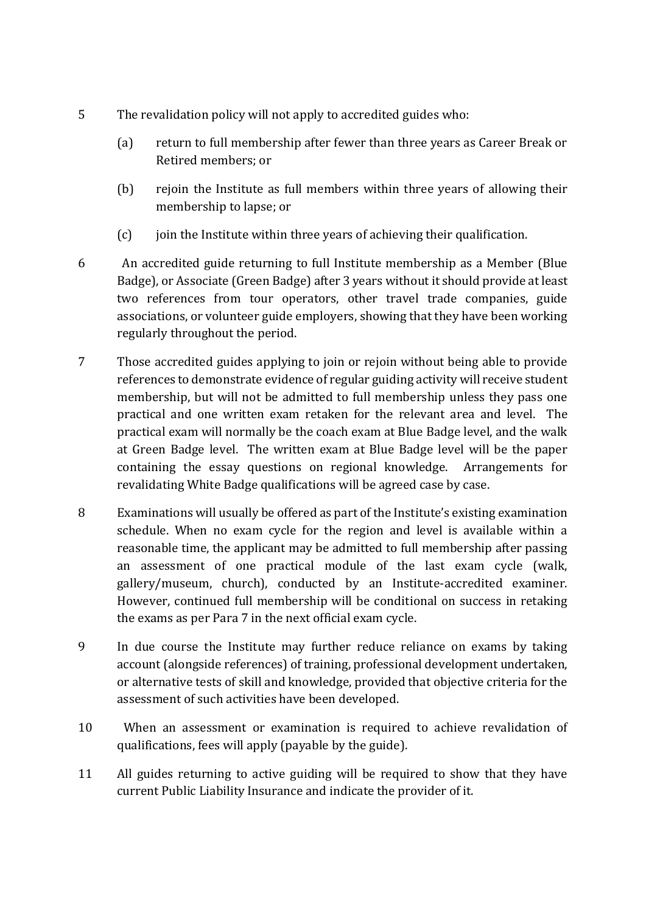5 The revalidation policy will not apply to accredited guides who:

   (a) return to full membership after fewer than three years as Career Break or Retired members; or

   (b) rejoin the Institute as full members within three years of allowing their membership to lapse; or

   (c) join the Institute within three years of achieving their qualification.

6 An accredited guide returning to full Institute membership as a Member (Blue Badge), or Associate (Green Badge) after 3 years without it should provide at least two references from tour operators, other travel trade companies, guide associations, or volunteer guide employers, showing that they have been working regularly throughout the period.

7 Those accredited guides applying to join or rejoin without being able to provide references to demonstrate evidence of regular guiding activity will receive student membership, but will not be admitted to full membership unless they pass one practical and one written exam retaken for the relevant area and level. The practical exam will normally be the coach exam at Blue Badge level, and the walk at Green Badge level. The written exam at Blue Badge level will be the paper containing the essay questions on regional knowledge. Arrangements for revalidating White Badge qualifications will be agreed case by case.

8 Examinations will usually be offered as part of the Institute's existing examination schedule. When no exam cycle for the region and level is available within a reasonable time, the applicant may be admitted to full membership after passing an assessment of one practical module of the last exam cycle (walk, gallery/museum, church), conducted by an Institute-accredited examiner. However, continued full membership will be conditional on success in retaking the exams as per Para 7 in the next official exam cycle.

9 In due course the Institute may further reduce reliance on exams by taking account (alongside references) of training, professional development undertaken, or alternative tests of skill and knowledge, provided that objective criteria for the assessment of such activities have been developed.

10 When an assessment or examination is required to achieve revalidation of qualifications, fees will apply (payable by the guide).

11 All guides returning to active guiding will be required to show that they have current Public Liability Insurance and indicate the provider of it.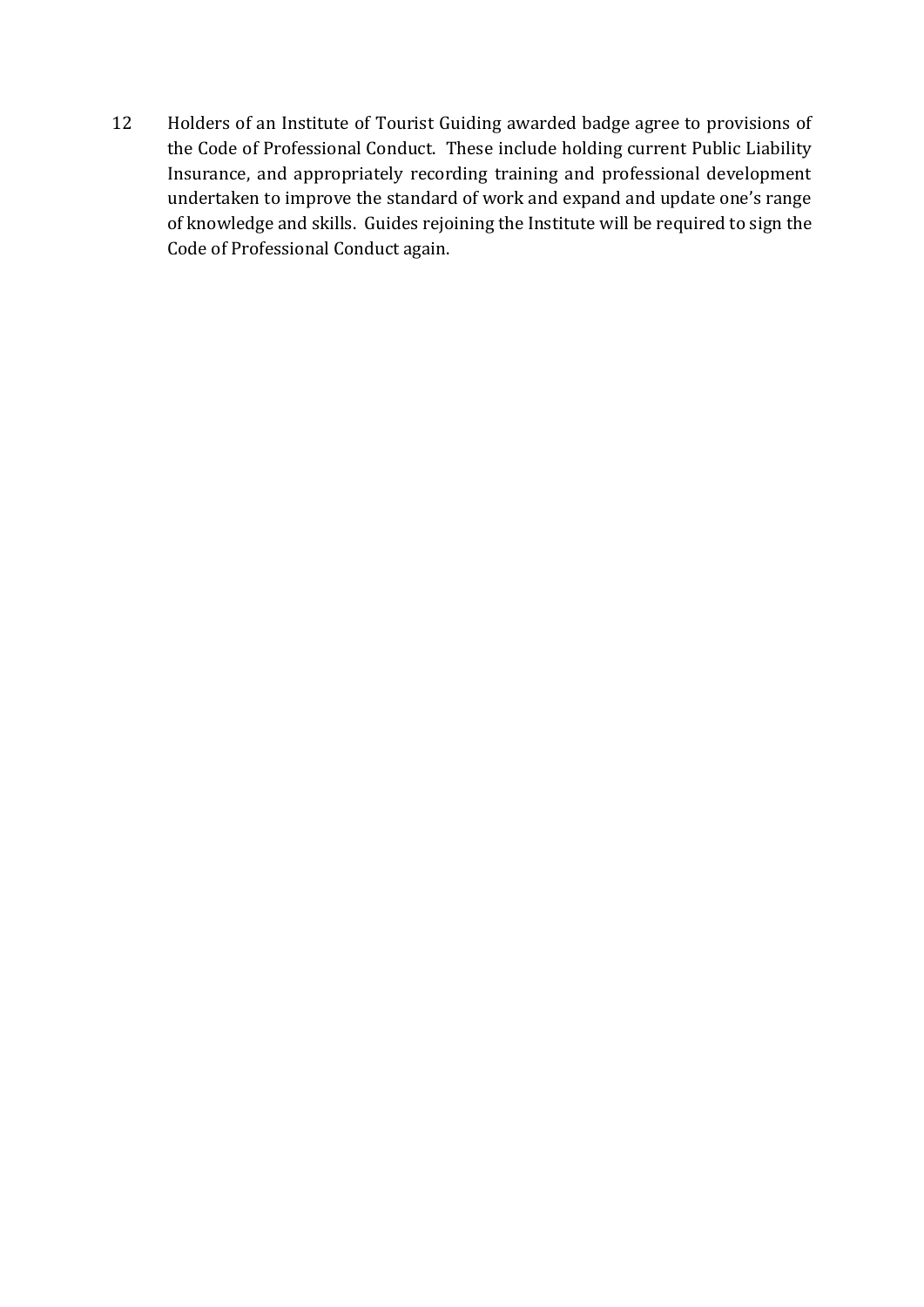12 Holders of an Institute of Tourist Guiding awarded badge agree to provisions of the Code of Professional Conduct. These include holding current Public Liability Insurance, and appropriately recording training and professional development undertaken to improve the standard of work and expand and update one's range of knowledge and skills. Guides rejoining the Institute will be required to sign the Code of Professional Conduct again.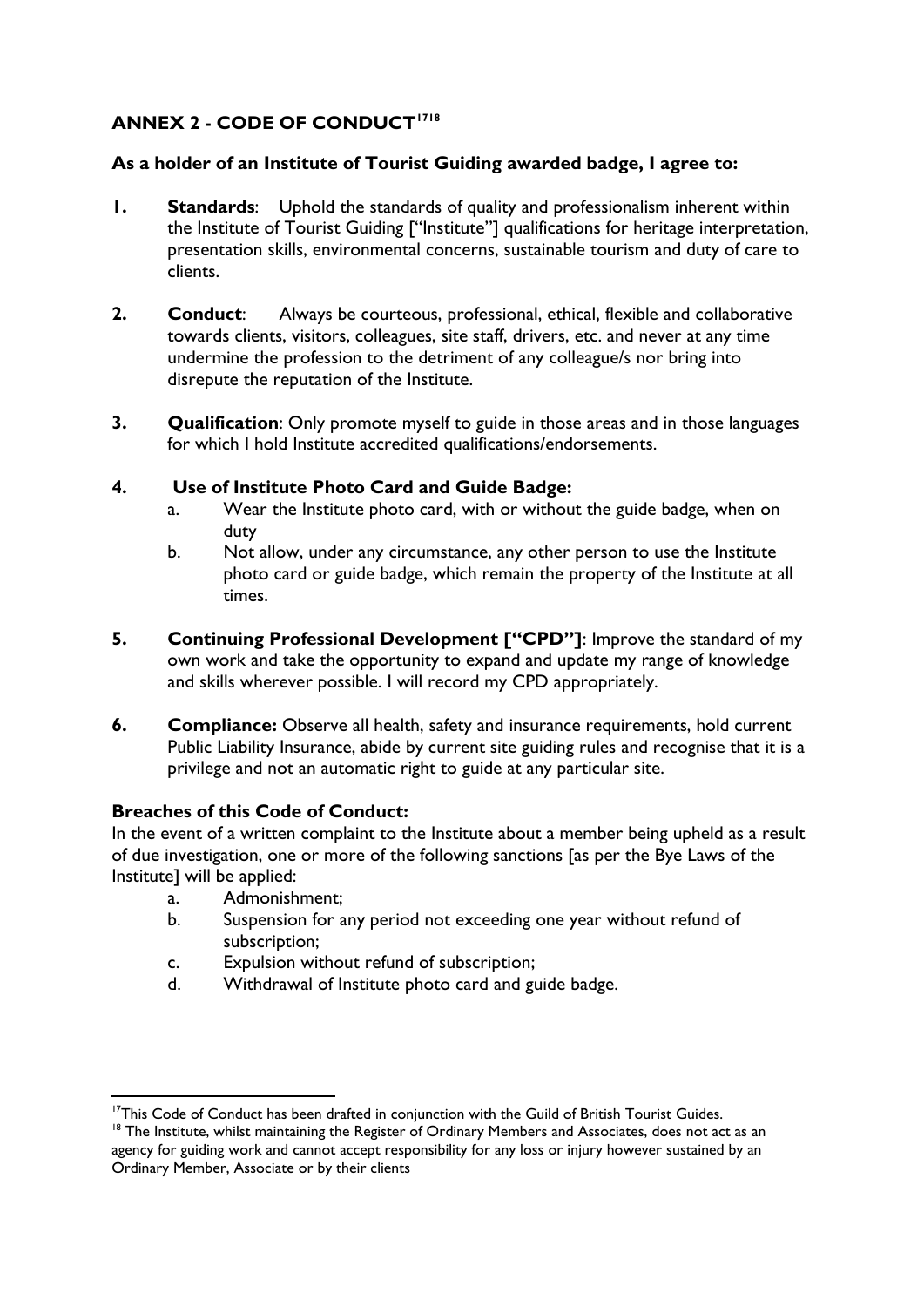## ANNEX 2 - CODE OF CONDUCT[17][18]

**As a holder of an Institute of Tourist Guiding awarded badge, I agree to:**

1. **Standards**: Uphold the standards of quality and professionalism inherent within the Institute of Tourist Guiding ["Institute"] qualifications for heritage interpretation, presentation skills, environmental concerns, sustainable tourism and duty of care to clients.

2. **Conduct**: Always be courteous, professional, ethical, flexible and collaborative towards clients, visitors, colleagues, site staff, drivers, etc. and never at any time undermine the profession to the detriment of any colleague/s nor bring into disrepute the reputation of the Institute.

3. **Qualification**: Only promote myself to guide in those areas and in those languages for which I hold Institute accredited qualifications/endorsements.

4. **Use of Institute Photo Card and Guide Badge:**
   a. Wear the Institute photo card, with or without the guide badge, when on duty
   b. Not allow, under any circumstance, any other person to use the Institute photo card or guide badge, which remain the property of the Institute at all times.

5. **Continuing Professional Development ["CPD"]**: Improve the standard of my own work and take the opportunity to expand and update my range of knowledge and skills wherever possible. I will record my CPD appropriately.

6. **Compliance:** Observe all health, safety and insurance requirements, hold current Public Liability Insurance, abide by current site guiding rules and recognise that it is a privilege and not an automatic right to guide at any particular site.

**Breaches of this Code of Conduct:**

In the event of a written complaint to the Institute about a member being upheld as a result of due investigation, one or more of the following sanctions [as per the Bye Laws of the Institute] will be applied:

a. Admonishment;
b. Suspension for any period not exceeding one year without refund of subscription;
c. Expulsion without refund of subscription;
d. Withdrawal of Institute photo card and guide badge.

---

[17] This Code of Conduct has been drafted in conjunction with the Guild of British Tourist Guides.

[18] The Institute, whilst maintaining the Register of Ordinary Members and Associates, does not act as an agency for guiding work and cannot accept responsibility for any loss or injury however sustained by an Ordinary Member, Associate or by their clients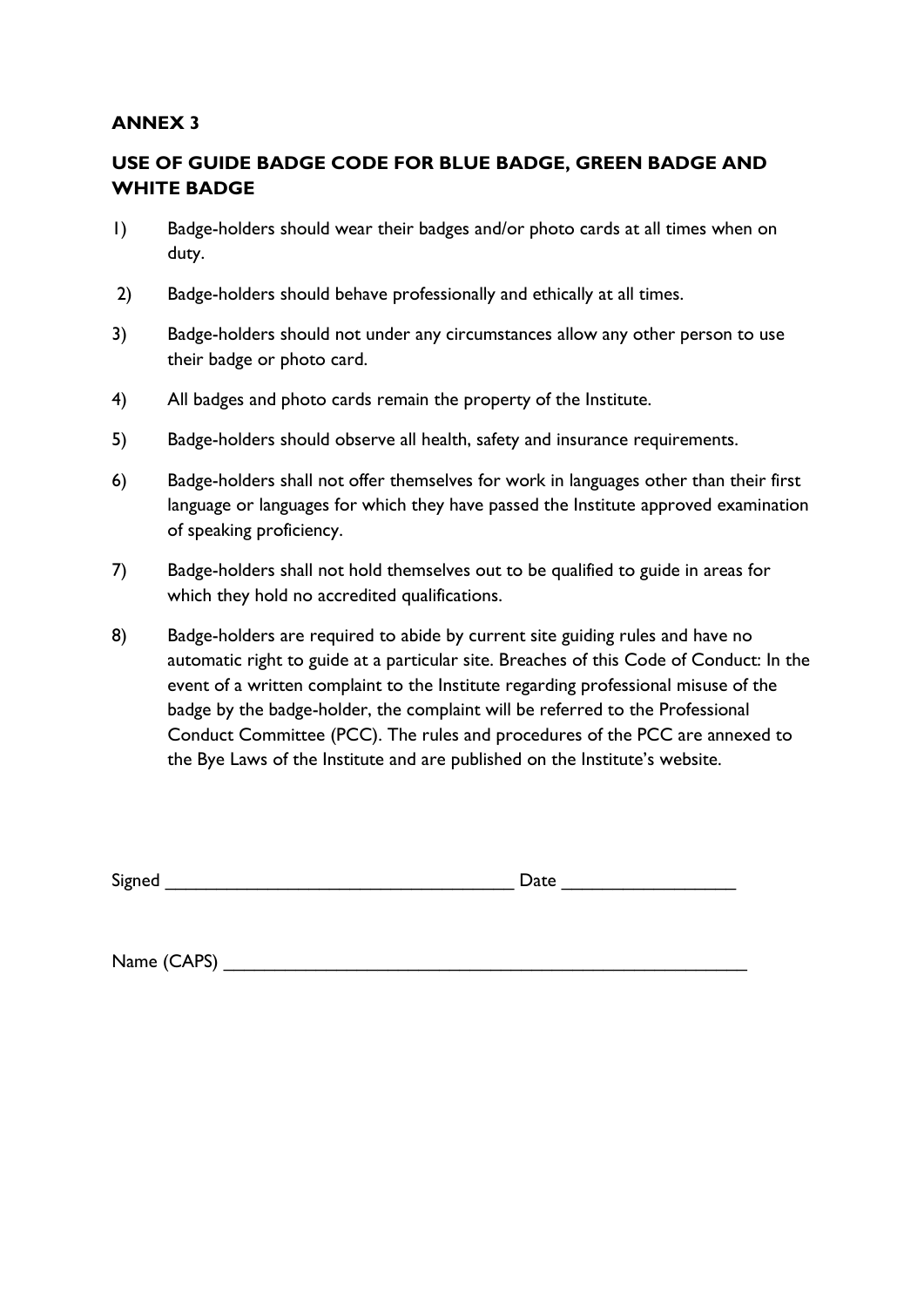**ANNEX 3**

**USE OF GUIDE BADGE CODE FOR BLUE BADGE, GREEN BADGE AND WHITE BADGE**

1) Badge-holders should wear their badges and/or photo cards at all times when on duty.

2) Badge-holders should behave professionally and ethically at all times.

3) Badge-holders should not under any circumstances allow any other person to use their badge or photo card.

4) All badges and photo cards remain the property of the Institute.

5) Badge-holders should observe all health, safety and insurance requirements.

6) Badge-holders shall not offer themselves for work in languages other than their first language or languages for which they have passed the Institute approved examination of speaking proficiency.

7) Badge-holders shall not hold themselves out to be qualified to guide in areas for which they hold no accredited qualifications.

8) Badge-holders are required to abide by current site guiding rules and have no automatic right to guide at a particular site. Breaches of this Code of Conduct: In the event of a written complaint to the Institute regarding professional misuse of the badge by the badge-holder, the complaint will be referred to the Professional Conduct Committee (PCC). The rules and procedures of the PCC are annexed to the Bye Laws of the Institute and are published on the Institute's website.

Signed ___________________________________ Date _________________

Name (CAPS) ______________________________________________________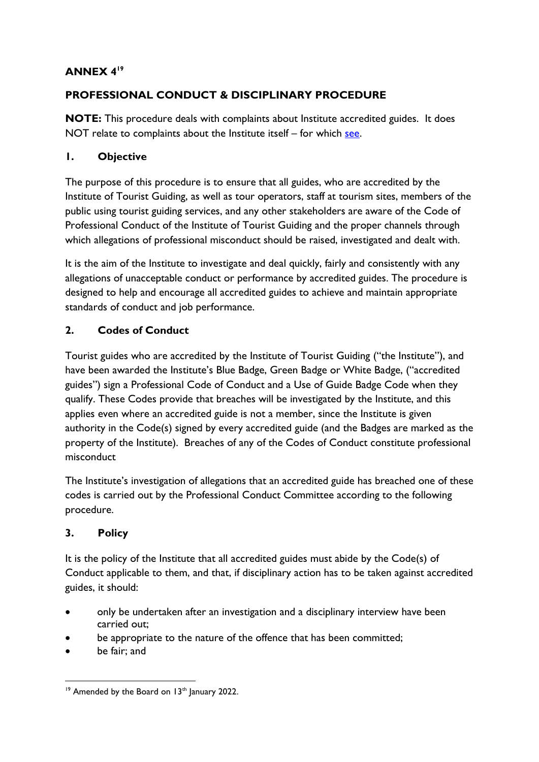## ANNEX 4[19]

## PROFESSIONAL CONDUCT & DISCIPLINARY PROCEDURE

**NOTE:** This procedure deals with complaints about Institute accredited guides. It does NOT relate to complaints about the Institute itself – for which see.

### 1. Objective

The purpose of this procedure is to ensure that all guides, who are accredited by the Institute of Tourist Guiding, as well as tour operators, staff at tourism sites, members of the public using tourist guiding services, and any other stakeholders are aware of the Code of Professional Conduct of the Institute of Tourist Guiding and the proper channels through which allegations of professional misconduct should be raised, investigated and dealt with.

It is the aim of the Institute to investigate and deal quickly, fairly and consistently with any allegations of unacceptable conduct or performance by accredited guides. The procedure is designed to help and encourage all accredited guides to achieve and maintain appropriate standards of conduct and job performance.

### 2. Codes of Conduct

Tourist guides who are accredited by the Institute of Tourist Guiding ("the Institute"), and have been awarded the Institute's Blue Badge, Green Badge or White Badge, ("accredited guides") sign a Professional Code of Conduct and a Use of Guide Badge Code when they qualify. These Codes provide that breaches will be investigated by the Institute, and this applies even where an accredited guide is not a member, since the Institute is given authority in the Code(s) signed by every accredited guide (and the Badges are marked as the property of the Institute). Breaches of any of the Codes of Conduct constitute professional misconduct

The Institute's investigation of allegations that an accredited guide has breached one of these codes is carried out by the Professional Conduct Committee according to the following procedure.

### 3. Policy

It is the policy of the Institute that all accredited guides must abide by the Code(s) of Conduct applicable to them, and that, if disciplinary action has to be taken against accredited guides, it should:

- only be undertaken after an investigation and a disciplinary interview have been carried out;
- be appropriate to the nature of the offence that has been committed;
- be fair; and

[19] Amended by the Board on 13th January 2022.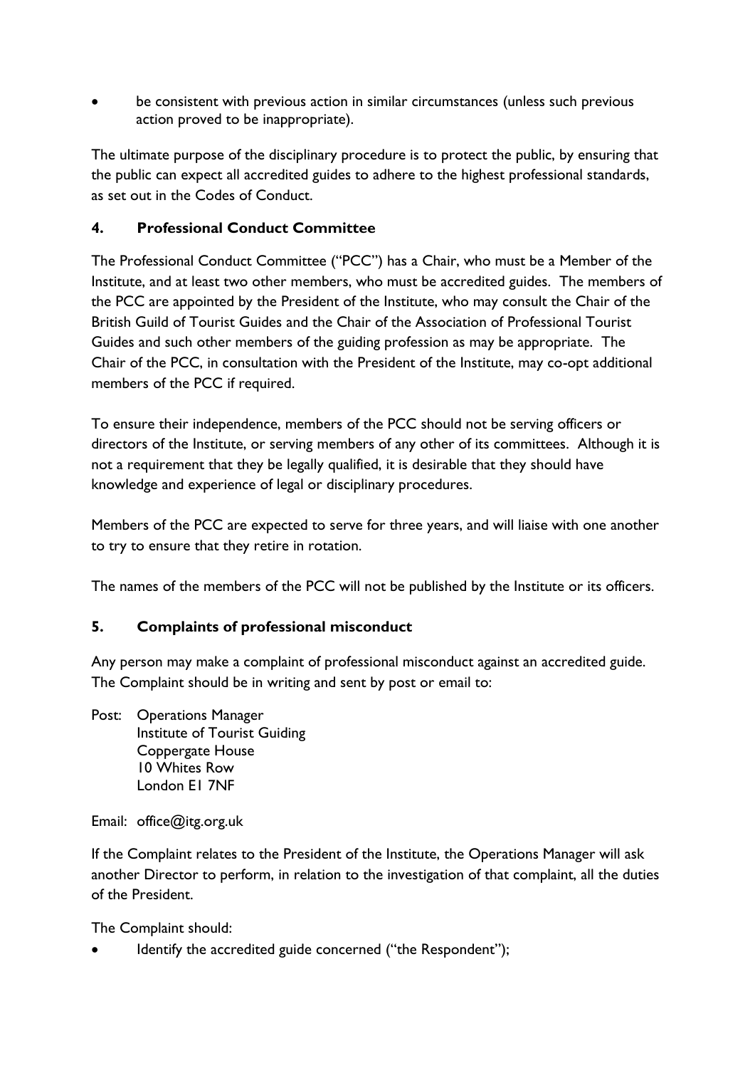- be consistent with previous action in similar circumstances (unless such previous action proved to be inappropriate).

The ultimate purpose of the disciplinary procedure is to protect the public, by ensuring that the public can expect all accredited guides to adhere to the highest professional standards, as set out in the Codes of Conduct.

## 4. Professional Conduct Committee

The Professional Conduct Committee ("PCC") has a Chair, who must be a Member of the Institute, and at least two other members, who must be accredited guides. The members of the PCC are appointed by the President of the Institute, who may consult the Chair of the British Guild of Tourist Guides and the Chair of the Association of Professional Tourist Guides and such other members of the guiding profession as may be appropriate. The Chair of the PCC, in consultation with the President of the Institute, may co-opt additional members of the PCC if required.

To ensure their independence, members of the PCC should not be serving officers or directors of the Institute, or serving members of any other of its committees. Although it is not a requirement that they be legally qualified, it is desirable that they should have knowledge and experience of legal or disciplinary procedures.

Members of the PCC are expected to serve for three years, and will liaise with one another to try to ensure that they retire in rotation.

The names of the members of the PCC will not be published by the Institute or its officers.

## 5. Complaints of professional misconduct

Any person may make a complaint of professional misconduct against an accredited guide. The Complaint should be in writing and sent by post or email to:

Post: Operations Manager
Institute of Tourist Guiding
Coppergate House
10 Whites Row
London E1 7NF

Email: office@itg.org.uk

If the Complaint relates to the President of the Institute, the Operations Manager will ask another Director to perform, in relation to the investigation of that complaint, all the duties of the President.

The Complaint should:

- Identify the accredited guide concerned ("the Respondent");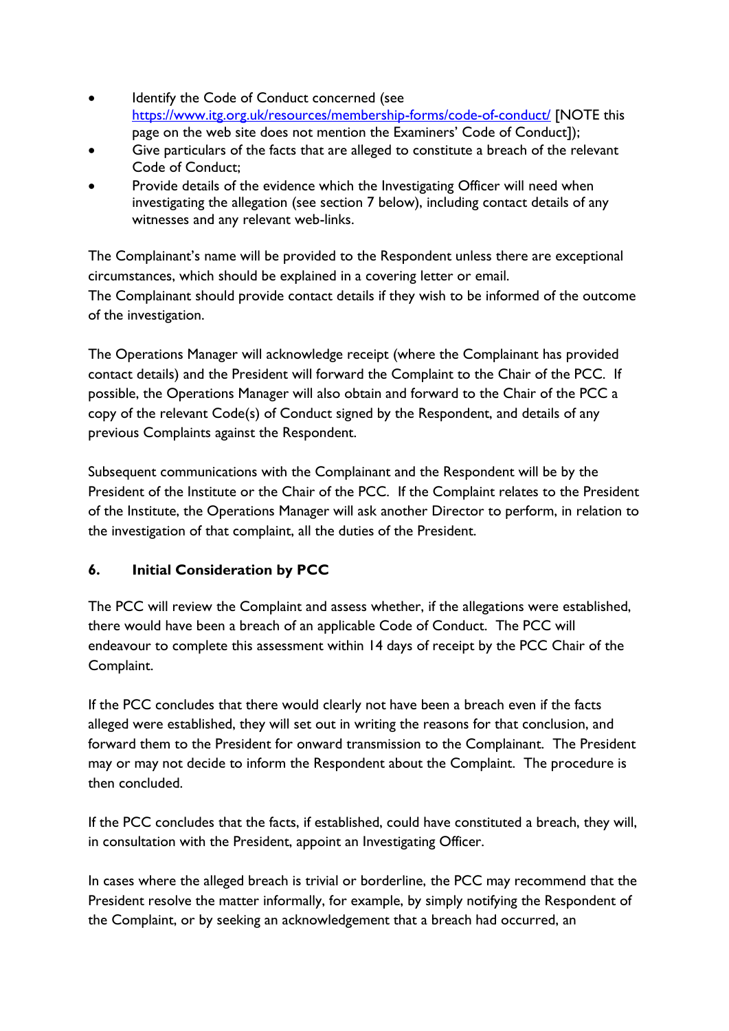- Identify the Code of Conduct concerned (see https://www.itg.org.uk/resources/membership-forms/code-of-conduct/ [NOTE this page on the web site does not mention the Examiners' Code of Conduct]);
- Give particulars of the facts that are alleged to constitute a breach of the relevant Code of Conduct;
- Provide details of the evidence which the Investigating Officer will need when investigating the allegation (see section 7 below), including contact details of any witnesses and any relevant web-links.

The Complainant's name will be provided to the Respondent unless there are exceptional circumstances, which should be explained in a covering letter or email.
The Complainant should provide contact details if they wish to be informed of the outcome of the investigation.

The Operations Manager will acknowledge receipt (where the Complainant has provided contact details) and the President will forward the Complaint to the Chair of the PCC. If possible, the Operations Manager will also obtain and forward to the Chair of the PCC a copy of the relevant Code(s) of Conduct signed by the Respondent, and details of any previous Complaints against the Respondent.

Subsequent communications with the Complainant and the Respondent will be by the President of the Institute or the Chair of the PCC. If the Complaint relates to the President of the Institute, the Operations Manager will ask another Director to perform, in relation to the investigation of that complaint, all the duties of the President.

## 6. Initial Consideration by PCC

The PCC will review the Complaint and assess whether, if the allegations were established, there would have been a breach of an applicable Code of Conduct. The PCC will endeavour to complete this assessment within 14 days of receipt by the PCC Chair of the Complaint.

If the PCC concludes that there would clearly not have been a breach even if the facts alleged were established, they will set out in writing the reasons for that conclusion, and forward them to the President for onward transmission to the Complainant. The President may or may not decide to inform the Respondent about the Complaint. The procedure is then concluded.

If the PCC concludes that the facts, if established, could have constituted a breach, they will, in consultation with the President, appoint an Investigating Officer.

In cases where the alleged breach is trivial or borderline, the PCC may recommend that the President resolve the matter informally, for example, by simply notifying the Respondent of the Complaint, or by seeking an acknowledgement that a breach had occurred, an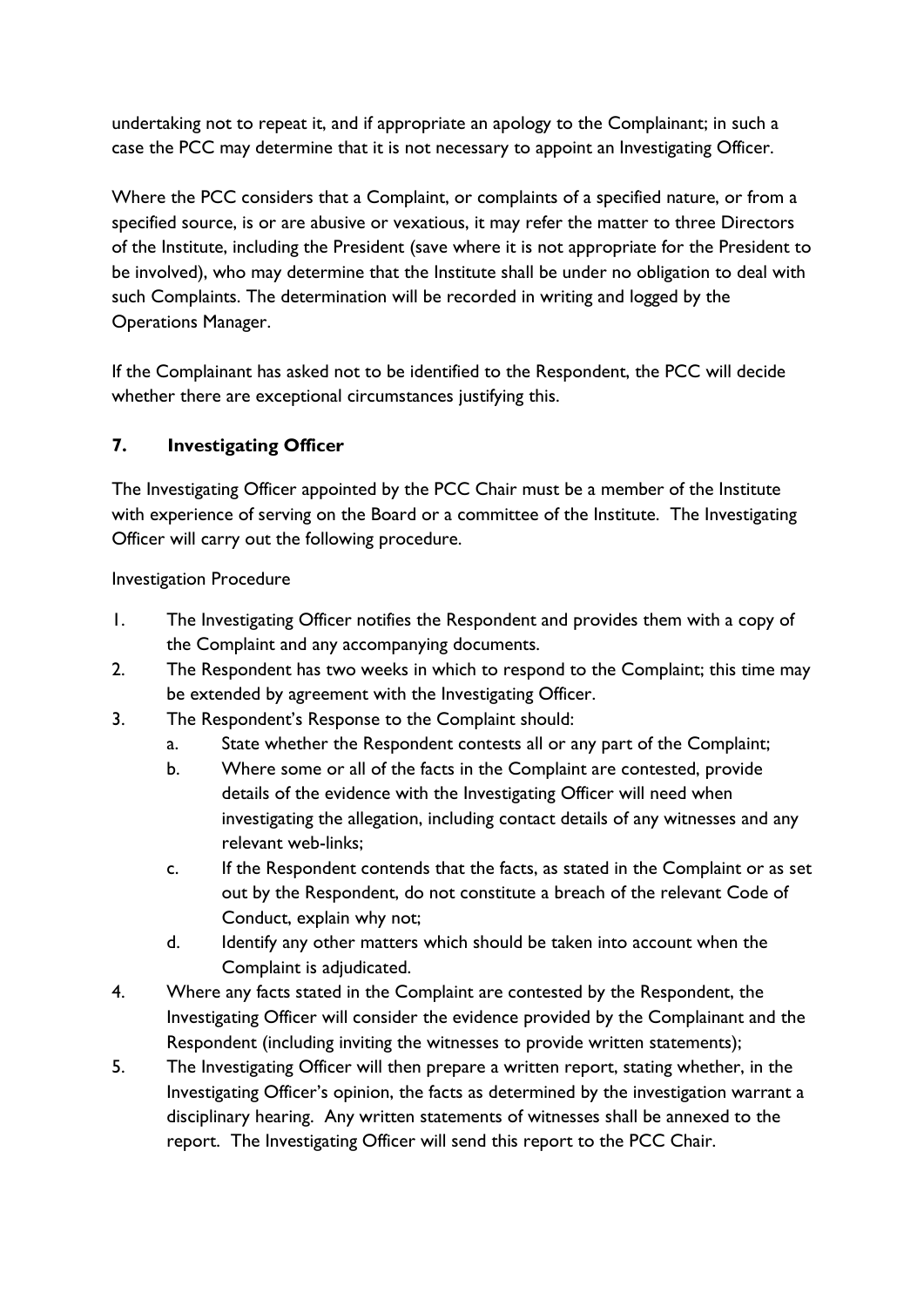undertaking not to repeat it, and if appropriate an apology to the Complainant; in such a case the PCC may determine that it is not necessary to appoint an Investigating Officer.

Where the PCC considers that a Complaint, or complaints of a specified nature, or from a specified source, is or are abusive or vexatious, it may refer the matter to three Directors of the Institute, including the President (save where it is not appropriate for the President to be involved), who may determine that the Institute shall be under no obligation to deal with such Complaints. The determination will be recorded in writing and logged by the Operations Manager.

If the Complainant has asked not to be identified to the Respondent, the PCC will decide whether there are exceptional circumstances justifying this.

## 7. Investigating Officer

The Investigating Officer appointed by the PCC Chair must be a member of the Institute with experience of serving on the Board or a committee of the Institute. The Investigating Officer will carry out the following procedure.

Investigation Procedure

1. The Investigating Officer notifies the Respondent and provides them with a copy of the Complaint and any accompanying documents.
2. The Respondent has two weeks in which to respond to the Complaint; this time may be extended by agreement with the Investigating Officer.
3. The Respondent's Response to the Complaint should:
   a. State whether the Respondent contests all or any part of the Complaint;
   b. Where some or all of the facts in the Complaint are contested, provide details of the evidence with the Investigating Officer will need when investigating the allegation, including contact details of any witnesses and any relevant web-links;
   c. If the Respondent contends that the facts, as stated in the Complaint or as set out by the Respondent, do not constitute a breach of the relevant Code of Conduct, explain why not;
   d. Identify any other matters which should be taken into account when the Complaint is adjudicated.
4. Where any facts stated in the Complaint are contested by the Respondent, the Investigating Officer will consider the evidence provided by the Complainant and the Respondent (including inviting the witnesses to provide written statements);
5. The Investigating Officer will then prepare a written report, stating whether, in the Investigating Officer's opinion, the facts as determined by the investigation warrant a disciplinary hearing. Any written statements of witnesses shall be annexed to the report. The Investigating Officer will send this report to the PCC Chair.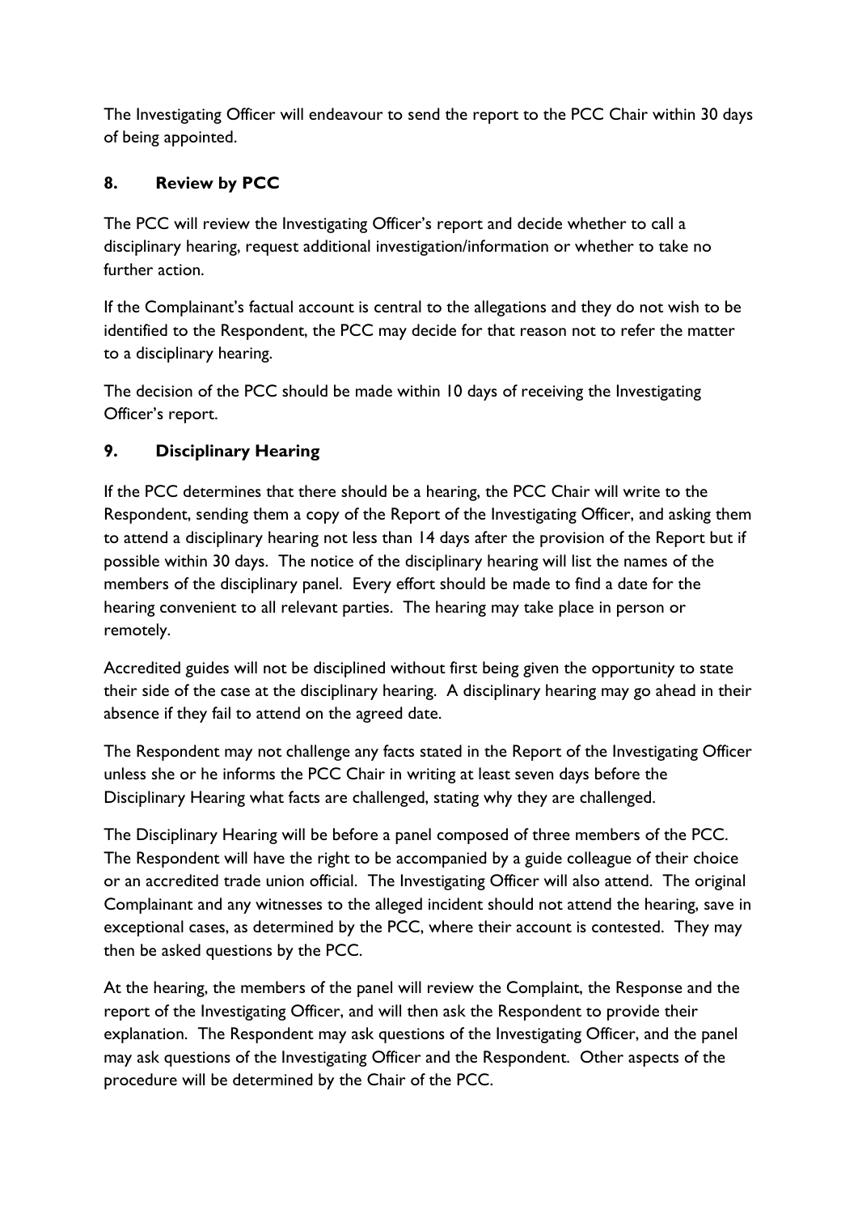The Investigating Officer will endeavour to send the report to the PCC Chair within 30 days of being appointed.

## 8. Review by PCC

The PCC will review the Investigating Officer's report and decide whether to call a disciplinary hearing, request additional investigation/information or whether to take no further action.

If the Complainant's factual account is central to the allegations and they do not wish to be identified to the Respondent, the PCC may decide for that reason not to refer the matter to a disciplinary hearing.

The decision of the PCC should be made within 10 days of receiving the Investigating Officer's report.

## 9. Disciplinary Hearing

If the PCC determines that there should be a hearing, the PCC Chair will write to the Respondent, sending them a copy of the Report of the Investigating Officer, and asking them to attend a disciplinary hearing not less than 14 days after the provision of the Report but if possible within 30 days. The notice of the disciplinary hearing will list the names of the members of the disciplinary panel. Every effort should be made to find a date for the hearing convenient to all relevant parties. The hearing may take place in person or remotely.

Accredited guides will not be disciplined without first being given the opportunity to state their side of the case at the disciplinary hearing. A disciplinary hearing may go ahead in their absence if they fail to attend on the agreed date.

The Respondent may not challenge any facts stated in the Report of the Investigating Officer unless she or he informs the PCC Chair in writing at least seven days before the Disciplinary Hearing what facts are challenged, stating why they are challenged.

The Disciplinary Hearing will be before a panel composed of three members of the PCC. The Respondent will have the right to be accompanied by a guide colleague of their choice or an accredited trade union official. The Investigating Officer will also attend. The original Complainant and any witnesses to the alleged incident should not attend the hearing, save in exceptional cases, as determined by the PCC, where their account is contested. They may then be asked questions by the PCC.

At the hearing, the members of the panel will review the Complaint, the Response and the report of the Investigating Officer, and will then ask the Respondent to provide their explanation. The Respondent may ask questions of the Investigating Officer, and the panel may ask questions of the Investigating Officer and the Respondent. Other aspects of the procedure will be determined by the Chair of the PCC.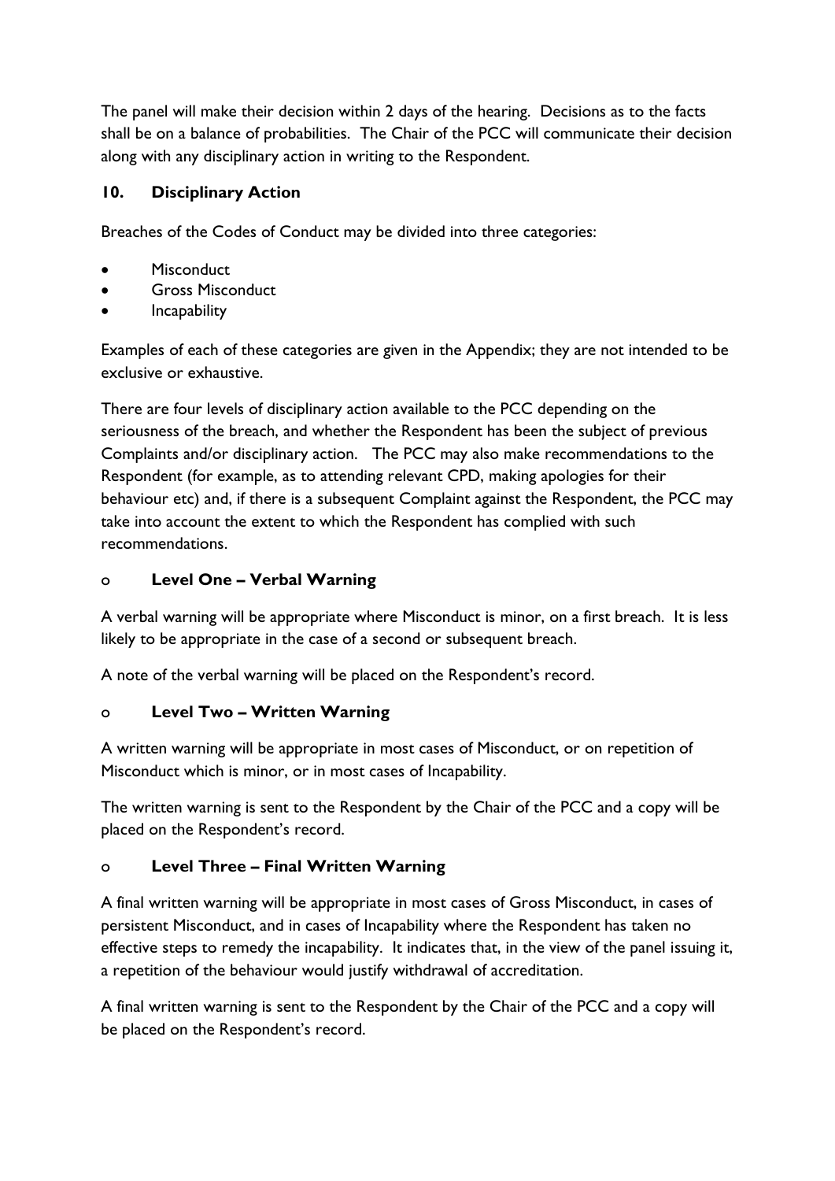The panel will make their decision within 2 days of the hearing. Decisions as to the facts shall be on a balance of probabilities. The Chair of the PCC will communicate their decision along with any disciplinary action in writing to the Respondent.

## 10. Disciplinary Action

Breaches of the Codes of Conduct may be divided into three categories:

- Misconduct
- Gross Misconduct
- Incapability

Examples of each of these categories are given in the Appendix; they are not intended to be exclusive or exhaustive.

There are four levels of disciplinary action available to the PCC depending on the seriousness of the breach, and whether the Respondent has been the subject of previous Complaints and/or disciplinary action. The PCC may also make recommendations to the Respondent (for example, as to attending relevant CPD, making apologies for their behaviour etc) and, if there is a subsequent Complaint against the Respondent, the PCC may take into account the extent to which the Respondent has complied with such recommendations.

### o Level One – Verbal Warning

A verbal warning will be appropriate where Misconduct is minor, on a first breach. It is less likely to be appropriate in the case of a second or subsequent breach.

A note of the verbal warning will be placed on the Respondent's record.

### o Level Two – Written Warning

A written warning will be appropriate in most cases of Misconduct, or on repetition of Misconduct which is minor, or in most cases of Incapability.

The written warning is sent to the Respondent by the Chair of the PCC and a copy will be placed on the Respondent's record.

### o Level Three – Final Written Warning

A final written warning will be appropriate in most cases of Gross Misconduct, in cases of persistent Misconduct, and in cases of Incapability where the Respondent has taken no effective steps to remedy the incapability. It indicates that, in the view of the panel issuing it, a repetition of the behaviour would justify withdrawal of accreditation.

A final written warning is sent to the Respondent by the Chair of the PCC and a copy will be placed on the Respondent's record.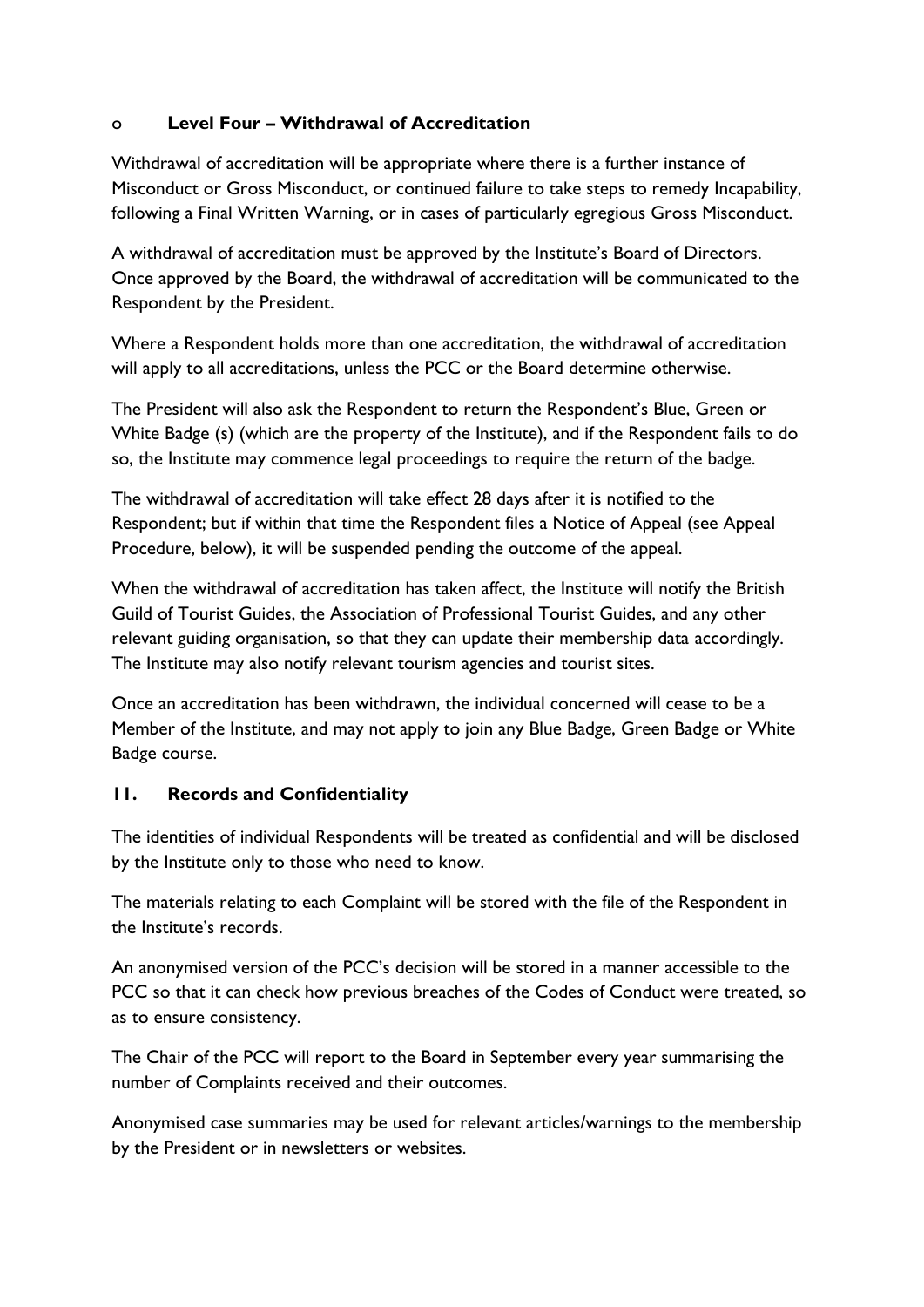- **Level Four – Withdrawal of Accreditation**

Withdrawal of accreditation will be appropriate where there is a further instance of Misconduct or Gross Misconduct, or continued failure to take steps to remedy Incapability, following a Final Written Warning, or in cases of particularly egregious Gross Misconduct.

A withdrawal of accreditation must be approved by the Institute's Board of Directors. Once approved by the Board, the withdrawal of accreditation will be communicated to the Respondent by the President.

Where a Respondent holds more than one accreditation, the withdrawal of accreditation will apply to all accreditations, unless the PCC or the Board determine otherwise.

The President will also ask the Respondent to return the Respondent's Blue, Green or White Badge (s) (which are the property of the Institute), and if the Respondent fails to do so, the Institute may commence legal proceedings to require the return of the badge.

The withdrawal of accreditation will take effect 28 days after it is notified to the Respondent; but if within that time the Respondent files a Notice of Appeal (see Appeal Procedure, below), it will be suspended pending the outcome of the appeal.

When the withdrawal of accreditation has taken affect, the Institute will notify the British Guild of Tourist Guides, the Association of Professional Tourist Guides, and any other relevant guiding organisation, so that they can update their membership data accordingly. The Institute may also notify relevant tourism agencies and tourist sites.

Once an accreditation has been withdrawn, the individual concerned will cease to be a Member of the Institute, and may not apply to join any Blue Badge, Green Badge or White Badge course.

## 11. Records and Confidentiality

The identities of individual Respondents will be treated as confidential and will be disclosed by the Institute only to those who need to know.

The materials relating to each Complaint will be stored with the file of the Respondent in the Institute's records.

An anonymised version of the PCC's decision will be stored in a manner accessible to the PCC so that it can check how previous breaches of the Codes of Conduct were treated, so as to ensure consistency.

The Chair of the PCC will report to the Board in September every year summarising the number of Complaints received and their outcomes.

Anonymised case summaries may be used for relevant articles/warnings to the membership by the President or in newsletters or websites.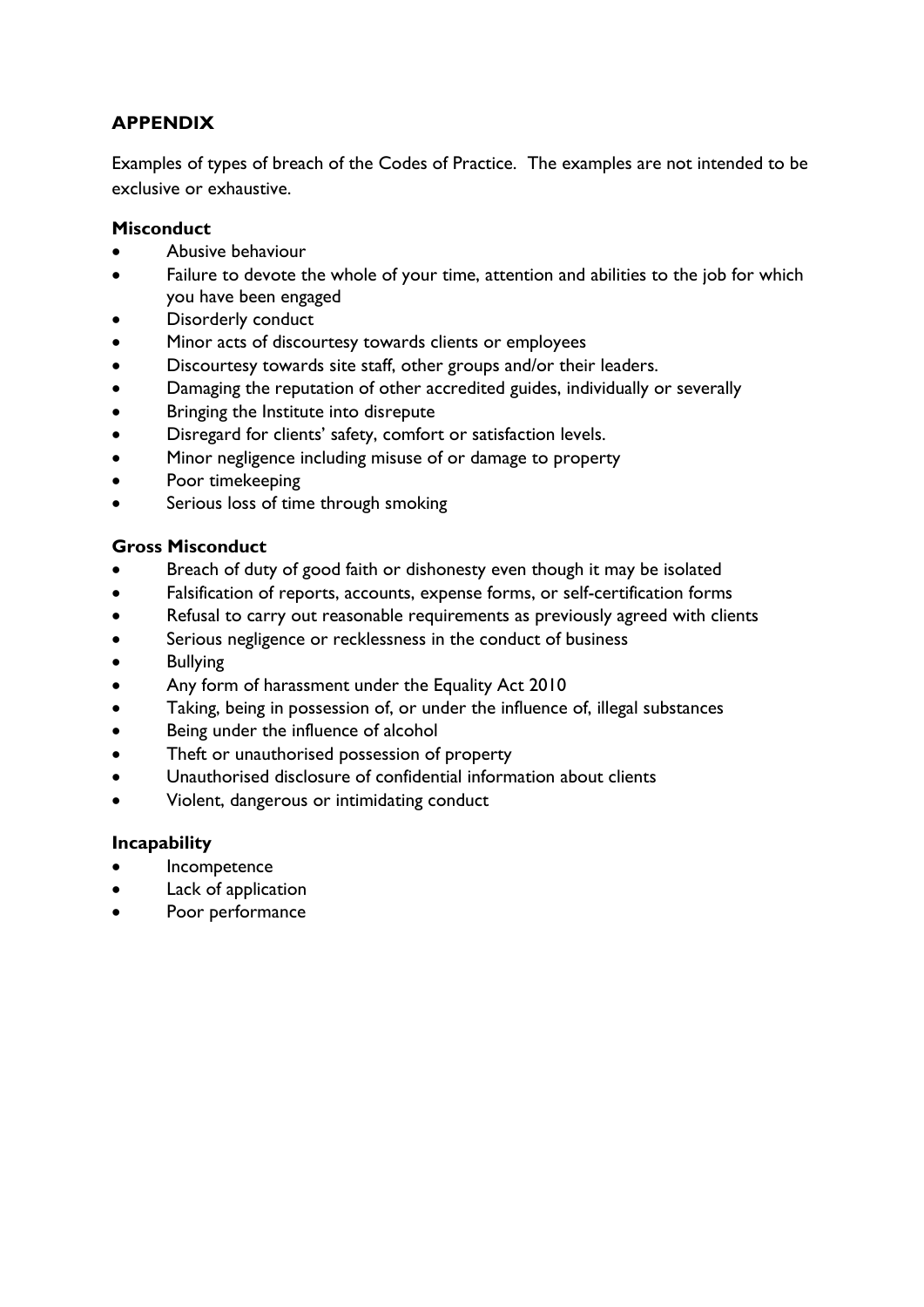## APPENDIX

Examples of types of breach of the Codes of Practice. The examples are not intended to be exclusive or exhaustive.

### Misconduct

- Abusive behaviour
- Failure to devote the whole of your time, attention and abilities to the job for which you have been engaged
- Disorderly conduct
- Minor acts of discourtesy towards clients or employees
- Discourtesy towards site staff, other groups and/or their leaders.
- Damaging the reputation of other accredited guides, individually or severally
- Bringing the Institute into disrepute
- Disregard for clients' safety, comfort or satisfaction levels.
- Minor negligence including misuse of or damage to property
- Poor timekeeping
- Serious loss of time through smoking

### Gross Misconduct

- Breach of duty of good faith or dishonesty even though it may be isolated
- Falsification of reports, accounts, expense forms, or self-certification forms
- Refusal to carry out reasonable requirements as previously agreed with clients
- Serious negligence or recklessness in the conduct of business
- Bullying
- Any form of harassment under the Equality Act 2010
- Taking, being in possession of, or under the influence of, illegal substances
- Being under the influence of alcohol
- Theft or unauthorised possession of property
- Unauthorised disclosure of confidential information about clients
- Violent, dangerous or intimidating conduct

### Incapability

- Incompetence
- Lack of application
- Poor performance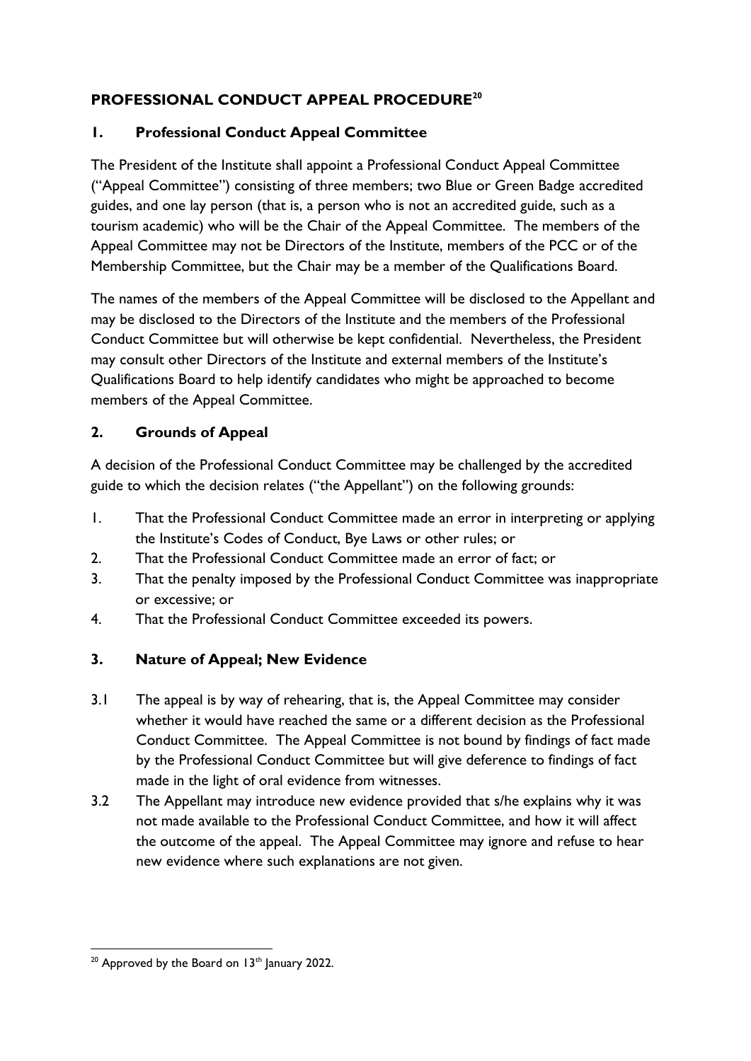## PROFESSIONAL CONDUCT APPEAL PROCEDURE[20]

### 1. Professional Conduct Appeal Committee

The President of the Institute shall appoint a Professional Conduct Appeal Committee ("Appeal Committee") consisting of three members; two Blue or Green Badge accredited guides, and one lay person (that is, a person who is not an accredited guide, such as a tourism academic) who will be the Chair of the Appeal Committee. The members of the Appeal Committee may not be Directors of the Institute, members of the PCC or of the Membership Committee, but the Chair may be a member of the Qualifications Board.

The names of the members of the Appeal Committee will be disclosed to the Appellant and may be disclosed to the Directors of the Institute and the members of the Professional Conduct Committee but will otherwise be kept confidential. Nevertheless, the President may consult other Directors of the Institute and external members of the Institute's Qualifications Board to help identify candidates who might be approached to become members of the Appeal Committee.

### 2. Grounds of Appeal

A decision of the Professional Conduct Committee may be challenged by the accredited guide to which the decision relates ("the Appellant") on the following grounds:

1. That the Professional Conduct Committee made an error in interpreting or applying the Institute's Codes of Conduct, Bye Laws or other rules; or
2. That the Professional Conduct Committee made an error of fact; or
3. That the penalty imposed by the Professional Conduct Committee was inappropriate or excessive; or
4. That the Professional Conduct Committee exceeded its powers.

### 3. Nature of Appeal; New Evidence

3.1 The appeal is by way of rehearing, that is, the Appeal Committee may consider whether it would have reached the same or a different decision as the Professional Conduct Committee. The Appeal Committee is not bound by findings of fact made by the Professional Conduct Committee but will give deference to findings of fact made in the light of oral evidence from witnesses.

3.2 The Appellant may introduce new evidence provided that s/he explains why it was not made available to the Professional Conduct Committee, and how it will affect the outcome of the appeal. The Appeal Committee may ignore and refuse to hear new evidence where such explanations are not given.

[20] Approved by the Board on 13th January 2022.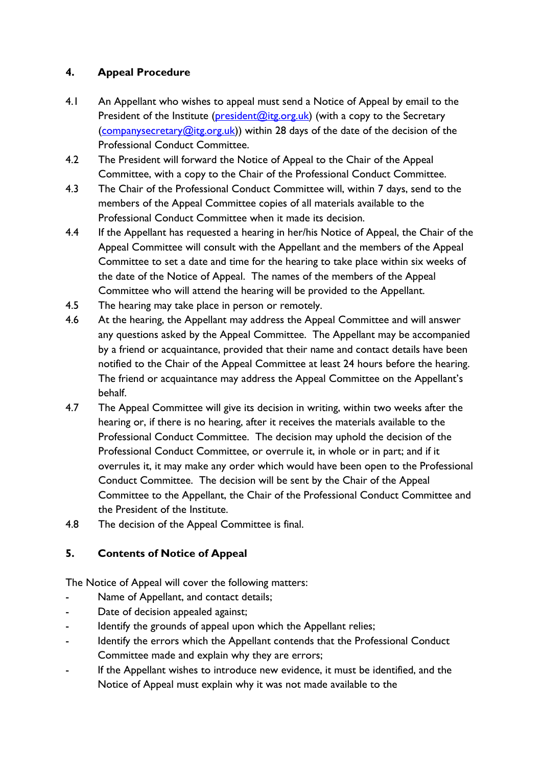## 4. Appeal Procedure

4.1 An Appellant who wishes to appeal must send a Notice of Appeal by email to the President of the Institute (president@itg.org.uk) (with a copy to the Secretary (companysecretary@itg.org.uk)) within 28 days of the date of the decision of the Professional Conduct Committee.

4.2 The President will forward the Notice of Appeal to the Chair of the Appeal Committee, with a copy to the Chair of the Professional Conduct Committee.

4.3 The Chair of the Professional Conduct Committee will, within 7 days, send to the members of the Appeal Committee copies of all materials available to the Professional Conduct Committee when it made its decision.

4.4 If the Appellant has requested a hearing in her/his Notice of Appeal, the Chair of the Appeal Committee will consult with the Appellant and the members of the Appeal Committee to set a date and time for the hearing to take place within six weeks of the date of the Notice of Appeal. The names of the members of the Appeal Committee who will attend the hearing will be provided to the Appellant.

4.5 The hearing may take place in person or remotely.

4.6 At the hearing, the Appellant may address the Appeal Committee and will answer any questions asked by the Appeal Committee. The Appellant may be accompanied by a friend or acquaintance, provided that their name and contact details have been notified to the Chair of the Appeal Committee at least 24 hours before the hearing. The friend or acquaintance may address the Appeal Committee on the Appellant's behalf.

4.7 The Appeal Committee will give its decision in writing, within two weeks after the hearing or, if there is no hearing, after it receives the materials available to the Professional Conduct Committee. The decision may uphold the decision of the Professional Conduct Committee, or overrule it, in whole or in part; and if it overrules it, it may make any order which would have been open to the Professional Conduct Committee. The decision will be sent by the Chair of the Appeal Committee to the Appellant, the Chair of the Professional Conduct Committee and the President of the Institute.

4.8 The decision of the Appeal Committee is final.

## 5. Contents of Notice of Appeal

The Notice of Appeal will cover the following matters:

- Name of Appellant, and contact details;
- Date of decision appealed against;
- Identify the grounds of appeal upon which the Appellant relies;
- Identify the errors which the Appellant contends that the Professional Conduct Committee made and explain why they are errors;
- If the Appellant wishes to introduce new evidence, it must be identified, and the Notice of Appeal must explain why it was not made available to the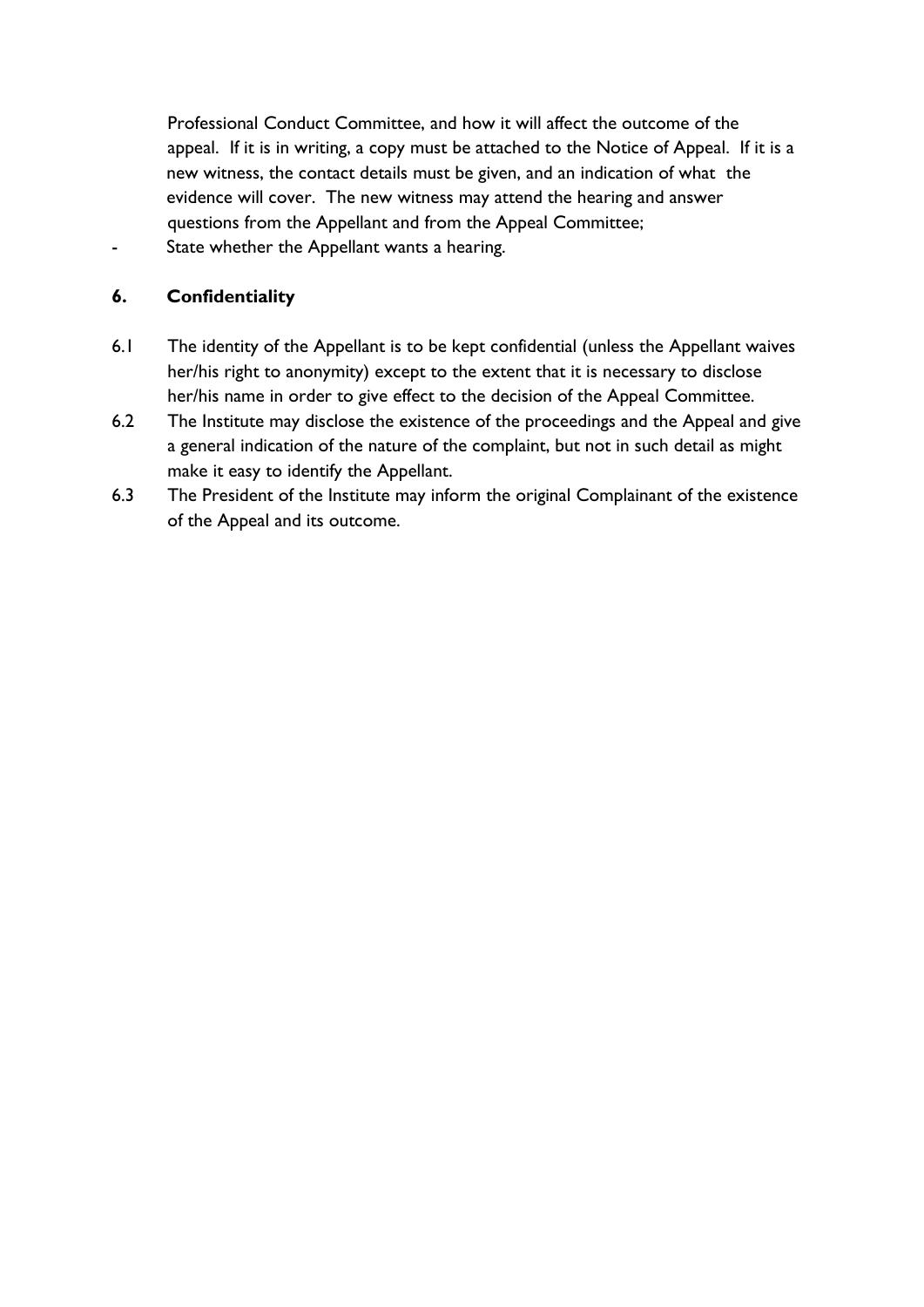Professional Conduct Committee, and how it will affect the outcome of the appeal. If it is in writing, a copy must be attached to the Notice of Appeal. If it is a new witness, the contact details must be given, and an indication of what the evidence will cover. The new witness may attend the hearing and answer questions from the Appellant and from the Appeal Committee;

- State whether the Appellant wants a hearing.

## 6. Confidentiality

6.1 The identity of the Appellant is to be kept confidential (unless the Appellant waives her/his right to anonymity) except to the extent that it is necessary to disclose her/his name in order to give effect to the decision of the Appeal Committee.

6.2 The Institute may disclose the existence of the proceedings and the Appeal and give a general indication of the nature of the complaint, but not in such detail as might make it easy to identify the Appellant.

6.3 The President of the Institute may inform the original Complainant of the existence of the Appeal and its outcome.